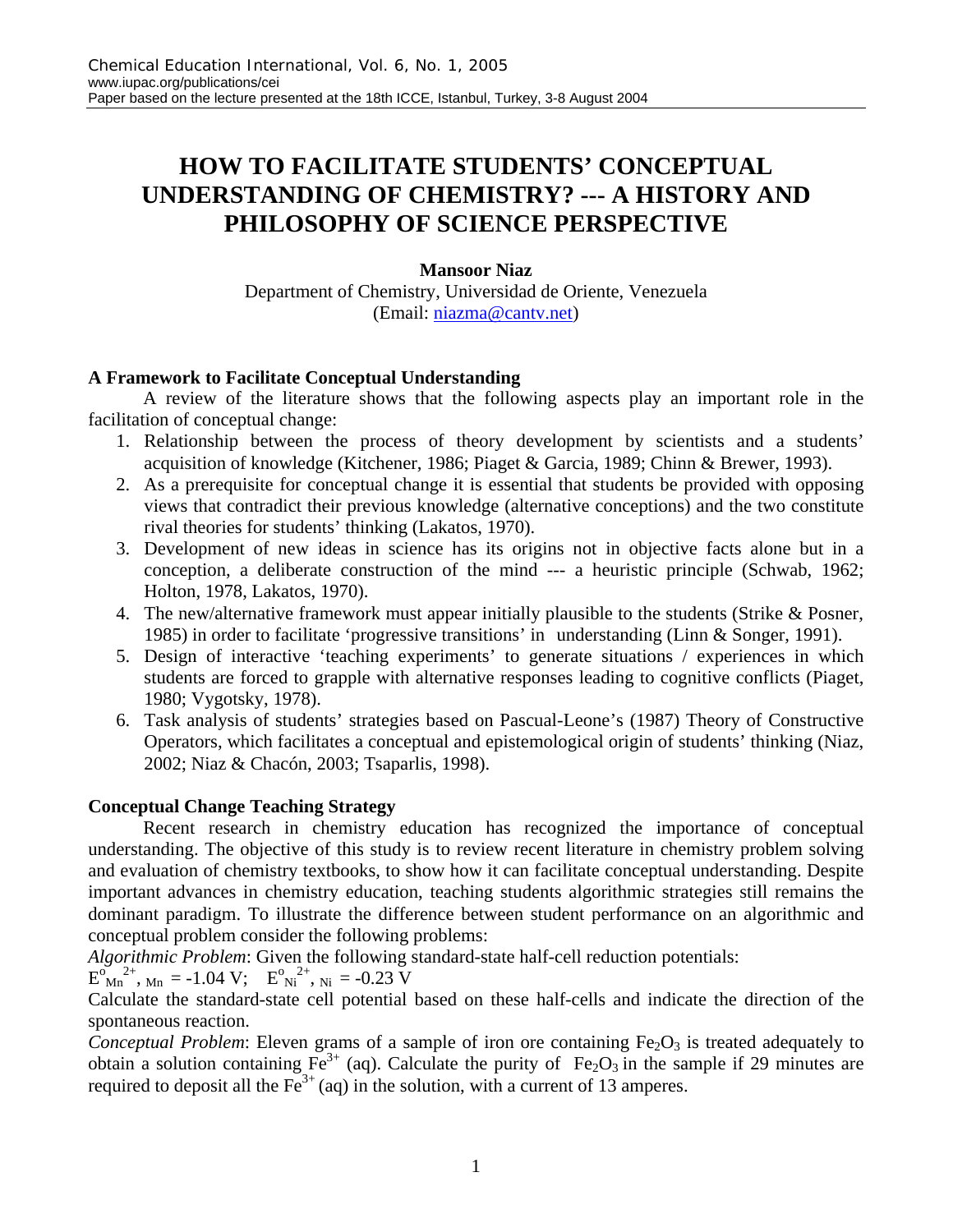# HOW TO FACILITATE STUDENTS' CONCEPTUAL UNDERSTANDING OF CHEMISTRY? --- A HISTORY AND PHILOSOPHY OF SCIENCE PERSPECTIVE

**Mansoor Niaz**

Department of Chemistry, Universidad de Oriente, Venezuela

(Email: niazma@cantv.net)

### A Framework to Facilitate Conceptual Understanding

A review of the literature shows that the following aspects play an important role in the facilitation of conceptual change:

1. Relationship between the process of theory development by scientists and a students' acquisition of knowledge (Kitchener, 1986; Piaget & Garcia, 1989; Chinn & Brewer, 1993).
2. As a prerequisite for conceptual change it is essential that students be provided with opposing views that contradict their previous knowledge (alternative conceptions) and the two constitute rival theories for students' thinking (Lakatos, 1970).
3. Development of new ideas in science has its origins not in objective facts alone but in a conception, a deliberate construction of the mind --- a heuristic principle (Schwab, 1962; Holton, 1978, Lakatos, 1970).
4. The new/alternative framework must appear initially plausible to the students (Strike & Posner, 1985) in order to facilitate 'progressive transitions' in understanding (Linn & Songer, 1991).
5. Design of interactive 'teaching experiments' to generate situations / experiences in which students are forced to grapple with alternative responses leading to cognitive conflicts (Piaget, 1980; Vygotsky, 1978).
6. Task analysis of students' strategies based on Pascual-Leone's (1987) Theory of Constructive Operators, which facilitates a conceptual and epistemological origin of students' thinking (Niaz, 2002; Niaz & Chacón, 2003; Tsaparlis, 1998).

### Conceptual Change Teaching Strategy

Recent research in chemistry education has recognized the importance of conceptual understanding. The objective of this study is to review recent literature in chemistry problem solving and evaluation of chemistry textbooks, to show how it can facilitate conceptual understanding. Despite important advances in chemistry education, teaching students algorithmic strategies still remains the dominant paradigm. To illustrate the difference between student performance on an algorithmic and conceptual problem consider the following problems:

*Algorithmic Problem*: Given the following standard-state half-cell reduction potentials:

$E^o_{Mn^{2+}, Mn} = -1.04$ V; $E^o_{Ni^{2+}, Ni} = -0.23$ V

Calculate the standard-state cell potential based on these half-cells and indicate the direction of the spontaneous reaction.

*Conceptual Problem*: Eleven grams of a sample of iron ore containing $Fe_2O_3$ is treated adequately to obtain a solution containing $Fe^{3+}$ (aq). Calculate the purity of $Fe_2O_3$ in the sample if 29 minutes are required to deposit all the $Fe^{3+}$ (aq) in the solution, with a current of 13 amperes.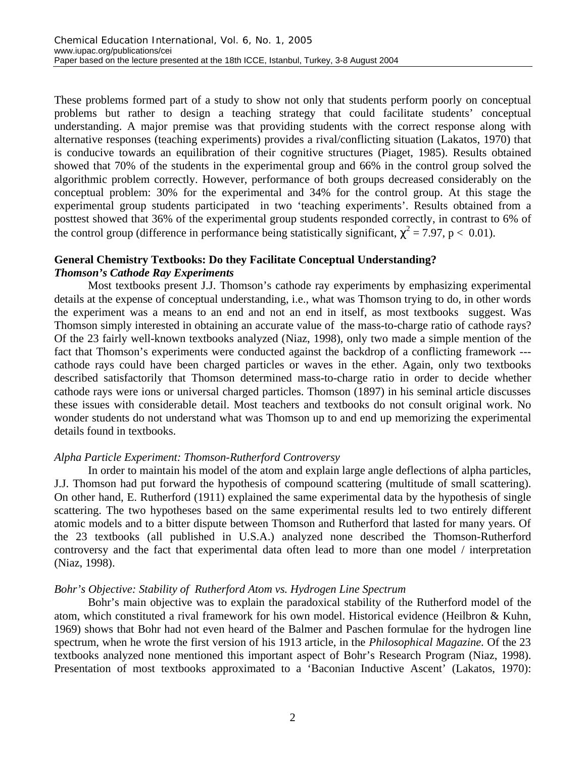These problems formed part of a study to show not only that students perform poorly on conceptual problems but rather to design a teaching strategy that could facilitate students' conceptual understanding. A major premise was that providing students with the correct response along with alternative responses (teaching experiments) provides a rival/conflicting situation (Lakatos, 1970) that is conducive towards an equilibration of their cognitive structures (Piaget, 1985). Results obtained showed that 70% of the students in the experimental group and 66% in the control group solved the algorithmic problem correctly. However, performance of both groups decreased considerably on the conceptual problem: 30% for the experimental and 34% for the control group. At this stage the experimental group students participated in two 'teaching experiments'. Results obtained from a posttest showed that 36% of the experimental group students responded correctly, in contrast to 6% of the control group (difference in performance being statistically significant, $\chi^2 = 7.97$, $p < 0.01$).

### General Chemistry Textbooks: Do they Facilitate Conceptual Understanding?

#### *Thomson's Cathode Ray Experiments*

Most textbooks present J.J. Thomson's cathode ray experiments by emphasizing experimental details at the expense of conceptual understanding, i.e., what was Thomson trying to do, in other words the experiment was a means to an end and not an end in itself, as most textbooks suggest. Was Thomson simply interested in obtaining an accurate value of the mass-to-charge ratio of cathode rays? Of the 23 fairly well-known textbooks analyzed (Niaz, 1998), only two made a simple mention of the fact that Thomson's experiments were conducted against the backdrop of a conflicting framework --- cathode rays could have been charged particles or waves in the ether. Again, only two textbooks described satisfactorily that Thomson determined mass-to-charge ratio in order to decide whether cathode rays were ions or universal charged particles. Thomson (1897) in his seminal article discusses these issues with considerable detail. Most teachers and textbooks do not consult original work. No wonder students do not understand what was Thomson up to and end up memorizing the experimental details found in textbooks.

#### *Alpha Particle Experiment: Thomson-Rutherford Controversy*

In order to maintain his model of the atom and explain large angle deflections of alpha particles, J.J. Thomson had put forward the hypothesis of compound scattering (multitude of small scattering). On other hand, E. Rutherford (1911) explained the same experimental data by the hypothesis of single scattering. The two hypotheses based on the same experimental results led to two entirely different atomic models and to a bitter dispute between Thomson and Rutherford that lasted for many years. Of the 23 textbooks (all published in U.S.A.) analyzed none described the Thomson-Rutherford controversy and the fact that experimental data often lead to more than one model / interpretation (Niaz, 1998).

#### *Bohr's Objective: Stability of Rutherford Atom vs. Hydrogen Line Spectrum*

Bohr's main objective was to explain the paradoxical stability of the Rutherford model of the atom, which constituted a rival framework for his own model. Historical evidence (Heilbron & Kuhn, 1969) shows that Bohr had not even heard of the Balmer and Paschen formulae for the hydrogen line spectrum, when he wrote the first version of his 1913 article, in the *Philosophical Magazine*. Of the 23 textbooks analyzed none mentioned this important aspect of Bohr's Research Program (Niaz, 1998). Presentation of most textbooks approximated to a 'Baconian Inductive Ascent' (Lakatos, 1970):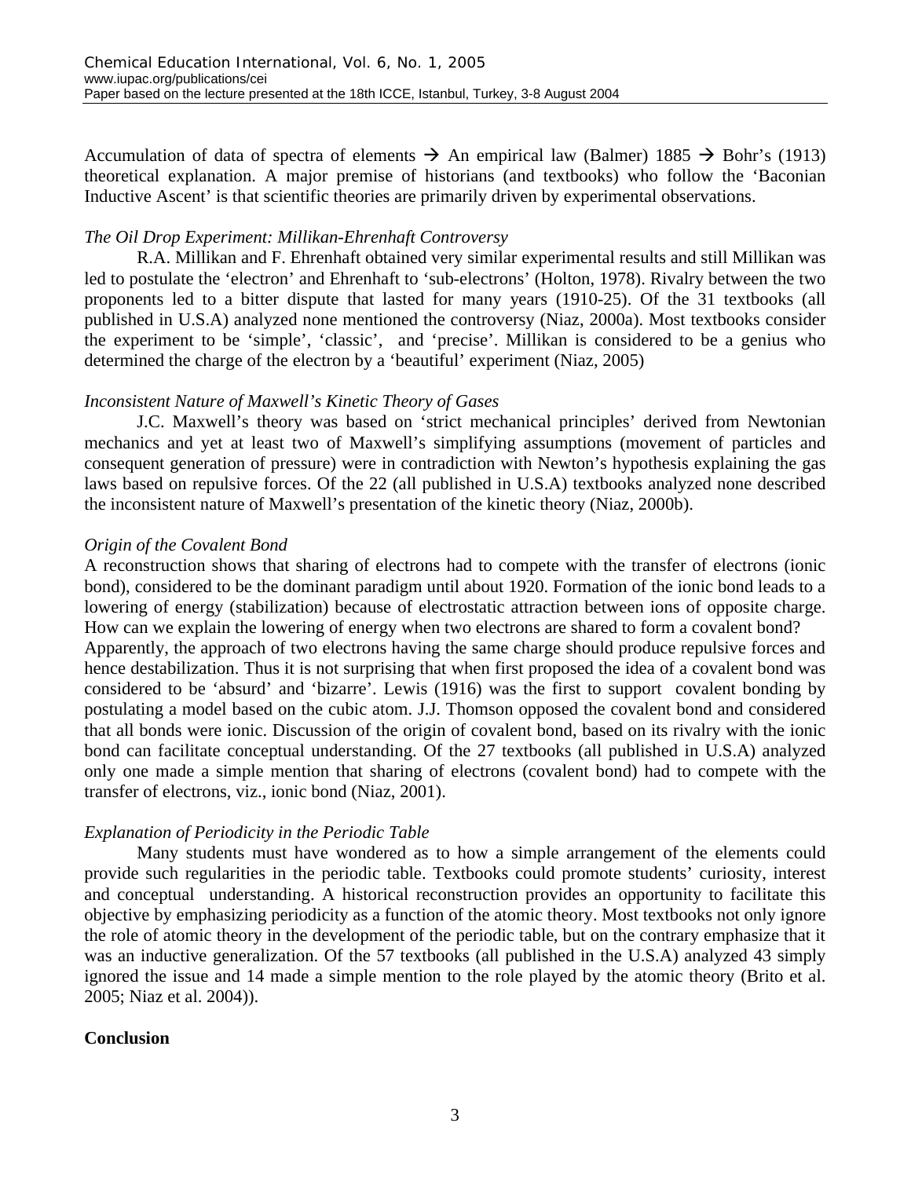Accumulation of data of spectra of elements → An empirical law (Balmer) 1885 → Bohr's (1913) theoretical explanation. A major premise of historians (and textbooks) who follow the 'Baconian Inductive Ascent' is that scientific theories are primarily driven by experimental observations.

*The Oil Drop Experiment: Millikan-Ehrenhaft Controversy*

R.A. Millikan and F. Ehrenhaft obtained very similar experimental results and still Millikan was led to postulate the 'electron' and Ehrenhaft to 'sub-electrons' (Holton, 1978). Rivalry between the two proponents led to a bitter dispute that lasted for many years (1910-25). Of the 31 textbooks (all published in U.S.A) analyzed none mentioned the controversy (Niaz, 2000a). Most textbooks consider the experiment to be 'simple', 'classic', and 'precise'. Millikan is considered to be a genius who determined the charge of the electron by a 'beautiful' experiment (Niaz, 2005)

*Inconsistent Nature of Maxwell's Kinetic Theory of Gases*

J.C. Maxwell's theory was based on 'strict mechanical principles' derived from Newtonian mechanics and yet at least two of Maxwell's simplifying assumptions (movement of particles and consequent generation of pressure) were in contradiction with Newton's hypothesis explaining the gas laws based on repulsive forces. Of the 22 (all published in U.S.A) textbooks analyzed none described the inconsistent nature of Maxwell's presentation of the kinetic theory (Niaz, 2000b).

*Origin of the Covalent Bond*

A reconstruction shows that sharing of electrons had to compete with the transfer of electrons (ionic bond), considered to be the dominant paradigm until about 1920. Formation of the ionic bond leads to a lowering of energy (stabilization) because of electrostatic attraction between ions of opposite charge. How can we explain the lowering of energy when two electrons are shared to form a covalent bond? Apparently, the approach of two electrons having the same charge should produce repulsive forces and hence destabilization. Thus it is not surprising that when first proposed the idea of a covalent bond was considered to be 'absurd' and 'bizarre'. Lewis (1916) was the first to support covalent bonding by postulating a model based on the cubic atom. J.J. Thomson opposed the covalent bond and considered that all bonds were ionic. Discussion of the origin of covalent bond, based on its rivalry with the ionic bond can facilitate conceptual understanding. Of the 27 textbooks (all published in U.S.A) analyzed only one made a simple mention that sharing of electrons (covalent bond) had to compete with the transfer of electrons, viz., ionic bond (Niaz, 2001).

*Explanation of Periodicity in the Periodic Table*

Many students must have wondered as to how a simple arrangement of the elements could provide such regularities in the periodic table. Textbooks could promote students' curiosity, interest and conceptual understanding. A historical reconstruction provides an opportunity to facilitate this objective by emphasizing periodicity as a function of the atomic theory. Most textbooks not only ignore the role of atomic theory in the development of the periodic table, but on the contrary emphasize that it was an inductive generalization. Of the 57 textbooks (all published in the U.S.A) analyzed 43 simply ignored the issue and 14 made a simple mention to the role played by the atomic theory (Brito et al. 2005; Niaz et al. 2004)).

**Conclusion**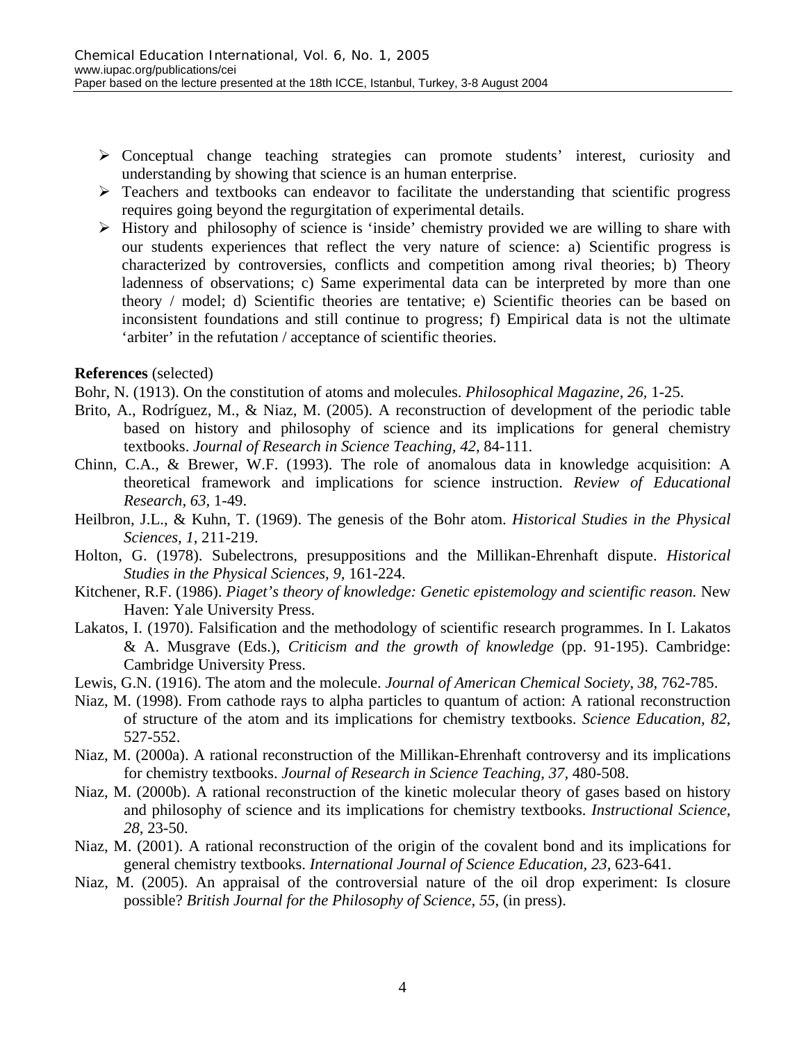- Conceptual change teaching strategies can promote students' interest, curiosity and understanding by showing that science is an human enterprise.
- Teachers and textbooks can endeavor to facilitate the understanding that scientific progress requires going beyond the regurgitation of experimental details.
- History and philosophy of science is 'inside' chemistry provided we are willing to share with our students experiences that reflect the very nature of science: a) Scientific progress is characterized by controversies, conflicts and competition among rival theories; b) Theory ladenness of observations; c) Same experimental data can be interpreted by more than one theory / model; d) Scientific theories are tentative; e) Scientific theories can be based on inconsistent foundations and still continue to progress; f) Empirical data is not the ultimate 'arbiter' in the refutation / acceptance of scientific theories.

**References** (selected)

Bohr, N. (1913). On the constitution of atoms and molecules. *Philosophical Magazine*, *26*, 1-25.

Brito, A., Rodríguez, M., & Niaz, M. (2005). A reconstruction of development of the periodic table based on history and philosophy of science and its implications for general chemistry textbooks. *Journal of Research in Science Teaching, 42*, 84-111.

Chinn, C.A., & Brewer, W.F. (1993). The role of anomalous data in knowledge acquisition: A theoretical framework and implications for science instruction. *Review of Educational Research, 63*, 1-49.

Heilbron, J.L., & Kuhn, T. (1969). The genesis of the Bohr atom. *Historical Studies in the Physical Sciences, 1*, 211-219.

Holton, G. (1978). Subelectrons, presuppositions and the Millikan-Ehrenhaft dispute. *Historical Studies in the Physical Sciences, 9,* 161-224.

Kitchener, R.F. (1986). *Piaget's theory of knowledge: Genetic epistemology and scientific reason.* New Haven: Yale University Press.

Lakatos, I. (1970). Falsification and the methodology of scientific research programmes. In I. Lakatos & A. Musgrave (Eds.), *Criticism and the growth of knowledge* (pp. 91-195). Cambridge: Cambridge University Press.

Lewis, G.N. (1916). The atom and the molecule. *Journal of American Chemical Society*, *38*, 762-785.

Niaz, M. (1998). From cathode rays to alpha particles to quantum of action: A rational reconstruction of structure of the atom and its implications for chemistry textbooks. *Science Education, 82,* 527-552.

Niaz, M. (2000a). A rational reconstruction of the Millikan-Ehrenhaft controversy and its implications for chemistry textbooks. *Journal of Research in Science Teaching, 37*, 480-508.

Niaz, M. (2000b). A rational reconstruction of the kinetic molecular theory of gases based on history and philosophy of science and its implications for chemistry textbooks. *Instructional Science, 28*, 23-50.

Niaz, M. (2001). A rational reconstruction of the origin of the covalent bond and its implications for general chemistry textbooks. *International Journal of Science Education, 23,* 623-641.

Niaz, M. (2005). An appraisal of the controversial nature of the oil drop experiment: Is closure possible? *British Journal for the Philosophy of Science, 55*, (in press).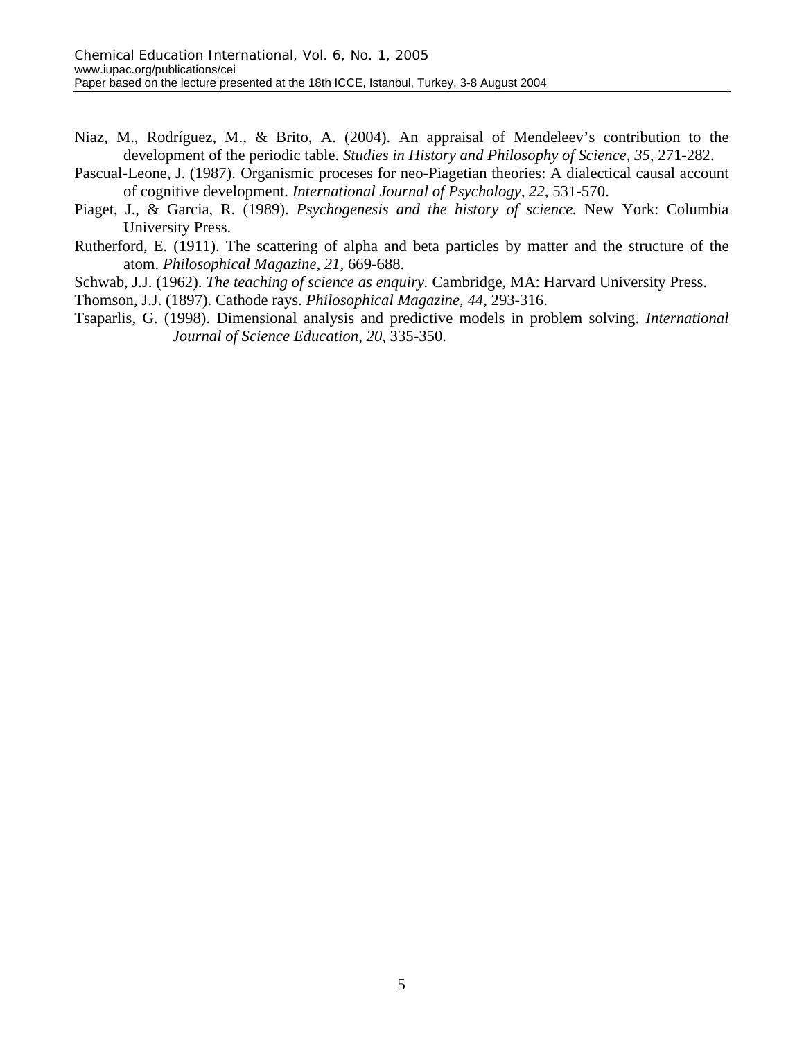Niaz, M., Rodríguez, M., & Brito, A. (2004). An appraisal of Mendeleev's contribution to the development of the periodic table. *Studies in History and Philosophy of Science*, *35*, 271-282.

Pascual-Leone, J. (1987). Organismic proceses for neo-Piagetian theories: A dialectical causal account of cognitive development. *International Journal of Psychology*, *22*, 531-570.

Piaget, J., & Garcia, R. (1989). *Psychogenesis and the history of science.* New York: Columbia University Press.

Rutherford, E. (1911). The scattering of alpha and beta particles by matter and the structure of the atom. *Philosophical Magazine*, *21*, 669-688.

Schwab, J.J. (1962). *The teaching of science as enquiry.* Cambridge, MA: Harvard University Press.

Thomson, J.J. (1897). Cathode rays. *Philosophical Magazine, 44,* 293-316.

Tsaparlis, G. (1998). Dimensional analysis and predictive models in problem solving. *International Journal of Science Education*, *20,* 335-350.